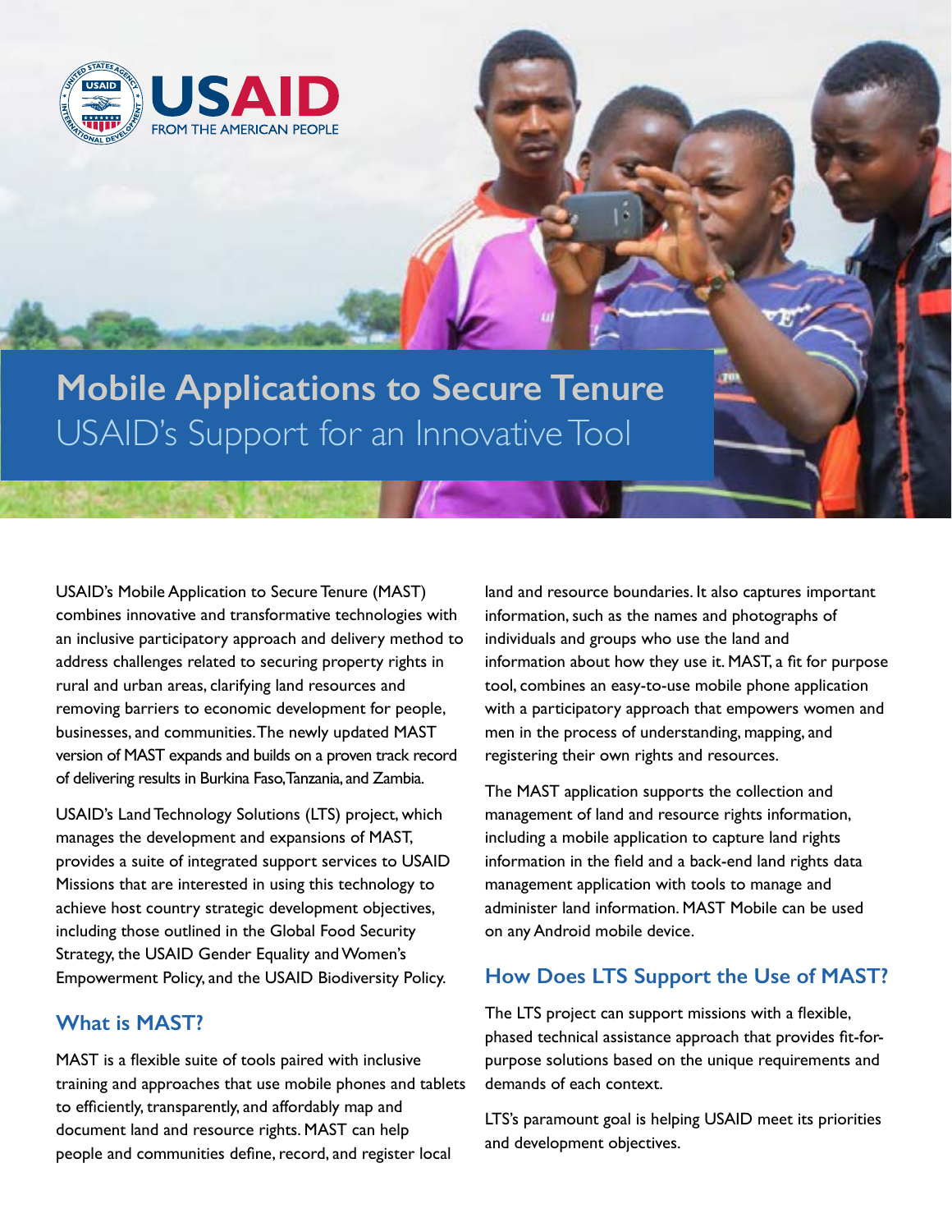USAID FROM THE AMERICAN PEOPLE

# Mobile Applications to Secure Tenure

## USAID's Support for an Innovative Tool

USAID's Mobile Application to Secure Tenure (MAST) combines innovative and transformative technologies with an inclusive participatory approach and delivery method to address challenges related to securing property rights in rural and urban areas, clarifying land resources and removing barriers to economic development for people, businesses, and communities. The newly updated MAST version of MAST expands and builds on a proven track record of delivering results in Burkina Faso, Tanzania, and Zambia.

USAID's Land Technology Solutions (LTS) project, which manages the development and expansions of MAST, provides a suite of integrated support services to USAID Missions that are interested in using this technology to achieve host country strategic development objectives, including those outlined in the Global Food Security Strategy, the USAID Gender Equality and Women's Empowerment Policy, and the USAID Biodiversity Policy.

## What is MAST?

MAST is a flexible suite of tools paired with inclusive training and approaches that use mobile phones and tablets to efficiently, transparently, and affordably map and document land and resource rights. MAST can help people and communities define, record, and register local land and resource boundaries. It also captures important information, such as the names and photographs of individuals and groups who use the land and information about how they use it. MAST, a fit for purpose tool, combines an easy-to-use mobile phone application with a participatory approach that empowers women and men in the process of understanding, mapping, and registering their own rights and resources.

The MAST application supports the collection and management of land and resource rights information, including a mobile application to capture land rights information in the field and a back-end land rights data management application with tools to manage and administer land information. MAST Mobile can be used on any Android mobile device.

## How Does LTS Support the Use of MAST?

The LTS project can support missions with a flexible, phased technical assistance approach that provides fit-for-purpose solutions based on the unique requirements and demands of each context.

LTS's paramount goal is helping USAID meet its priorities and development objectives.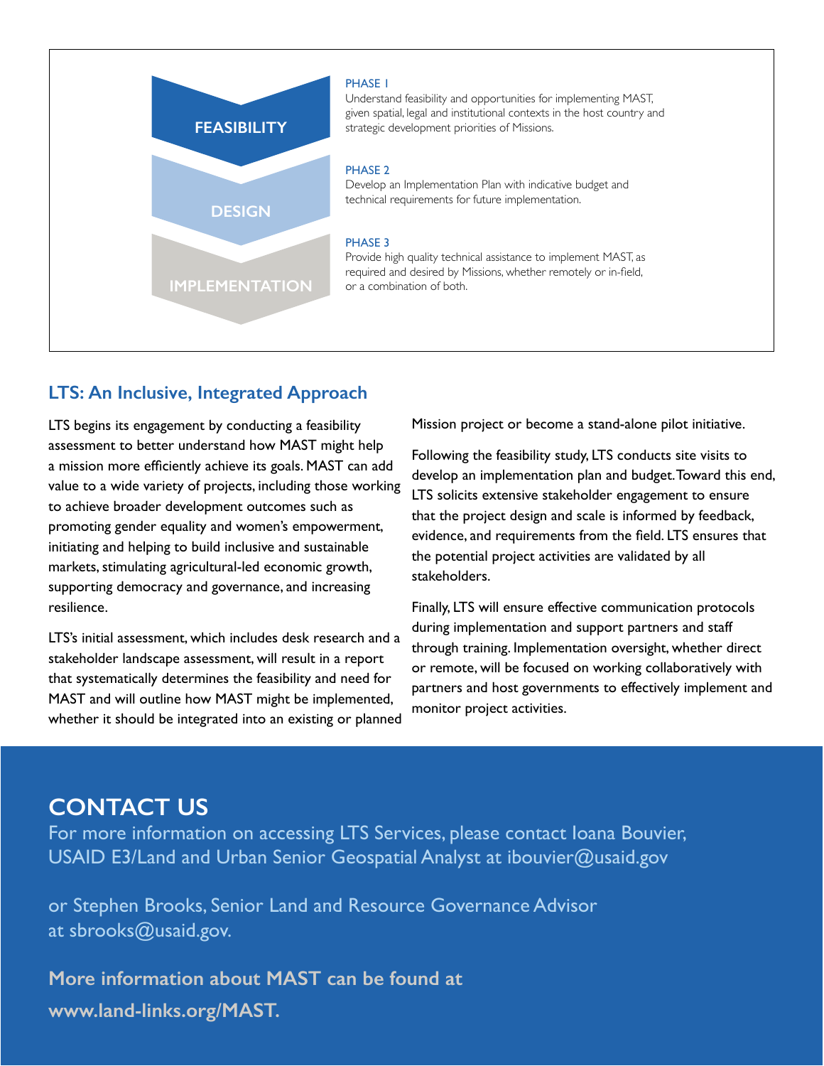FEASIBILITY

DESIGN

IMPLEMENTATION

PHASE 1
Understand feasibility and opportunities for implementing MAST, given spatial, legal and institutional contexts in the host country and strategic development priorities of Missions.

PHASE 2
Develop an Implementation Plan with indicative budget and technical requirements for future implementation.

PHASE 3
Provide high quality technical assistance to implement MAST, as required and desired by Missions, whether remotely or in-field, or a combination of both.

## LTS: An Inclusive, Integrated Approach

LTS begins its engagement by conducting a feasibility assessment to better understand how MAST might help a mission more efficiently achieve its goals. MAST can add value to a wide variety of projects, including those working to achieve broader development outcomes such as promoting gender equality and women's empowerment, initiating and helping to build inclusive and sustainable markets, stimulating agricultural-led economic growth, supporting democracy and governance, and increasing resilience.

LTS's initial assessment, which includes desk research and a stakeholder landscape assessment, will result in a report that systematically determines the feasibility and need for MAST and will outline how MAST might be implemented, whether it should be integrated into an existing or planned Mission project or become a stand-alone pilot initiative.

Following the feasibility study, LTS conducts site visits to develop an implementation plan and budget. Toward this end, LTS solicits extensive stakeholder engagement to ensure that the project design and scale is informed by feedback, evidence, and requirements from the field. LTS ensures that the potential project activities are validated by all stakeholders.

Finally, LTS will ensure effective communication protocols during implementation and support partners and staff through training. Implementation oversight, whether direct or remote, will be focused on working collaboratively with partners and host governments to effectively implement and monitor project activities.

## CONTACT US

For more information on accessing LTS Services, please contact Ioana Bouvier, USAID E3/Land and Urban Senior Geospatial Analyst at ibouvier@usaid.gov

or Stephen Brooks, Senior Land and Resource Governance Advisor at sbrooks@usaid.gov.

**More information about MAST can be found at www.land-links.org/MAST.**